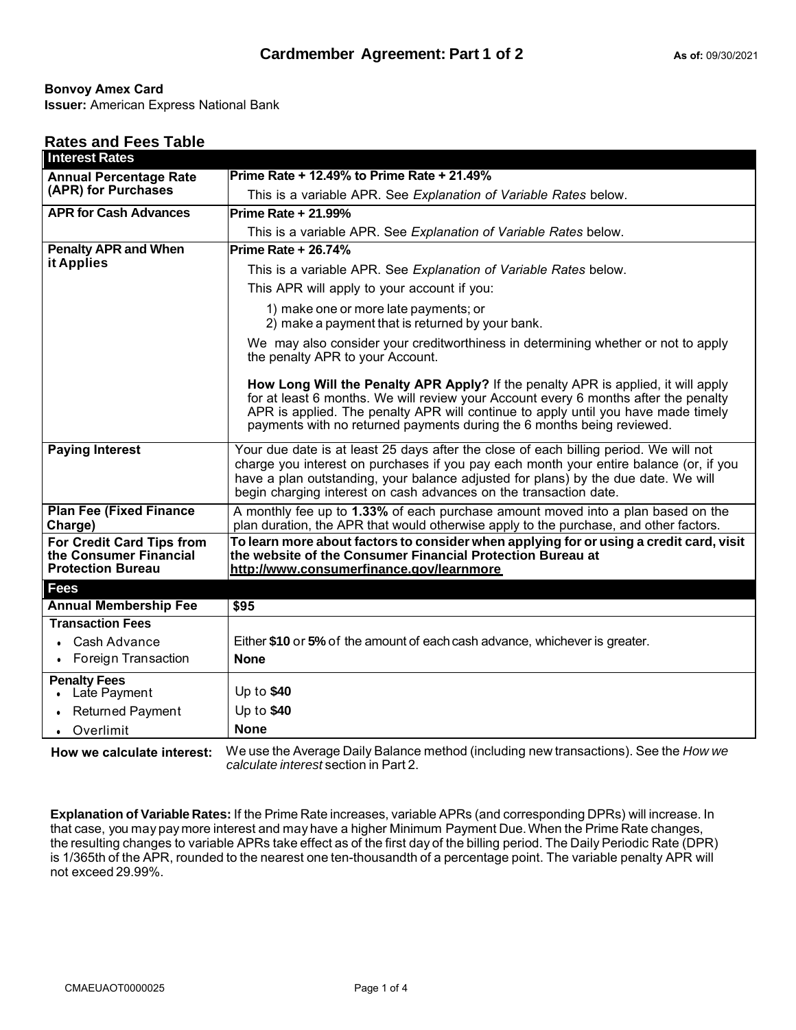# Cardmember Agreement: Part 1 of 2

**As of:** 09/30/2021

**Bonvoy Amex Card**
**Issuer:** American Express National Bank

## Rates and Fees Table

| **Interest Rates** | |
|---|---|
| **Annual Percentage Rate (APR) for Purchases** | **Prime Rate + 12.49% to Prime Rate + 21.49%**<br>This is a variable APR. See *Explanation of Variable Rates* below. |
| **APR for Cash Advances** | **Prime Rate + 21.99%**<br>This is a variable APR. See *Explanation of Variable Rates* below. |
| **Penalty APR and When it Applies** | **Prime Rate + 26.74%**<br>This is a variable APR. See *Explanation of Variable Rates* below.<br>This APR will apply to your account if you:<br>1) make one or more late payments; or<br>2) make a payment that is returned by your bank.<br>We may also consider your creditworthiness in determining whether or not to apply the penalty APR to your Account.<br>**How Long Will the Penalty APR Apply?** If the penalty APR is applied, it will apply for at least 6 months. We will review your Account every 6 months after the penalty APR is applied. The penalty APR will continue to apply until you have made timely payments with no returned payments during the 6 months being reviewed. |
| **Paying Interest** | Your due date is at least 25 days after the close of each billing period. We will not charge you interest on purchases if you pay each month your entire balance (or, if you have a plan outstanding, your balance adjusted for plans) by the due date. We will begin charging interest on cash advances on the transaction date. |
| **Plan Fee (Fixed Finance Charge)** | A monthly fee up to **1.33%** of each purchase amount moved into a plan based on the plan duration, the APR that would otherwise apply to the purchase, and other factors. |
| **For Credit Card Tips from the Consumer Financial Protection Bureau** | **To learn more about factors to consider when applying for or using a credit card, visit the website of the Consumer Financial Protection Bureau at http://www.consumerfinance.gov/learnmore** |
| **Fees** | |
| **Annual Membership Fee** | **$95** |
| **Transaction Fees** | |
| • Cash Advance | Either **$10** or **5%** of the amount of each cash advance, whichever is greater. |
| • Foreign Transaction | **None** |
| **Penalty Fees** | |
| • Late Payment | Up to **$40** |
| • Returned Payment | Up to **$40** |
| • Overlimit | **None** |

**How we calculate interest:** We use the Average Daily Balance method (including new transactions). See the *How we calculate interest* section in Part 2.

**Explanation of Variable Rates:** If the Prime Rate increases, variable APRs (and corresponding DPRs) will increase. In that case, you may pay more interest and may have a higher Minimum Payment Due. When the Prime Rate changes, the resulting changes to variable APRs take effect as of the first day of the billing period. The Daily Periodic Rate (DPR) is 1/365th of the APR, rounded to the nearest one ten-thousandth of a percentage point. The variable penalty APR will not exceed 29.99%.

CMAEUAOT0000025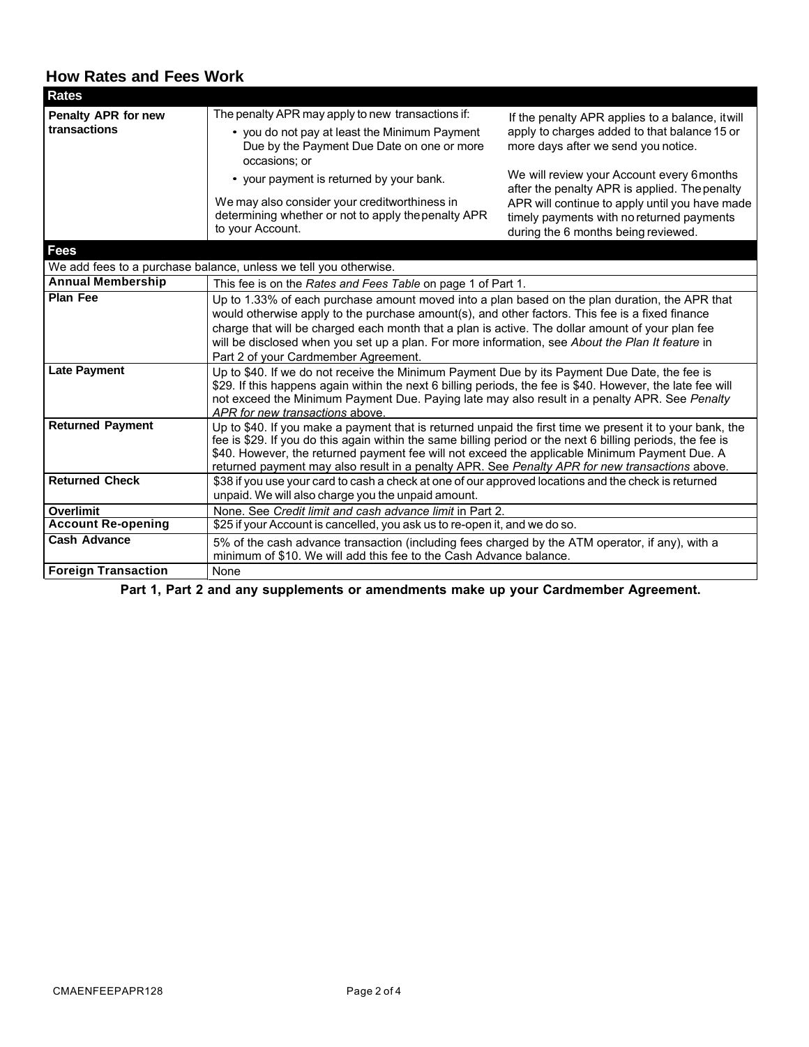## How Rates and Fees Work

| **Rates** | | |
|---|---|---|
| **Penalty APR for new transactions** | The penalty APR may apply to new transactions if:<br>• you do not pay at least the Minimum Payment Due by the Payment Due Date on one or more occasions; or<br>• your payment is returned by your bank.<br>We may also consider your creditworthiness in determining whether or not to apply the penalty APR to your Account. | If the penalty APR applies to a balance, it will apply to charges added to that balance 15 or more days after we send you notice.<br>We will review your Account every 6 months after the penalty APR is applied. The penalty APR will continue to apply until you have made timely payments with no returned payments during the 6 months being reviewed. |

| **Fees** | |
|---|---|
| We add fees to a purchase balance, unless we tell you otherwise. | |
| **Annual Membership** | This fee is on the *Rates and Fees Table* on page 1 of Part 1. |
| **Plan Fee** | Up to 1.33% of each purchase amount moved into a plan based on the plan duration, the APR that would otherwise apply to the purchase amount(s), and other factors. This fee is a fixed finance charge that will be charged each month that a plan is active. The dollar amount of your plan fee will be disclosed when you set up a plan. For more information, see *About the Plan It feature* in Part 2 of your Cardmember Agreement. |
| **Late Payment** | Up to $40. If we do not receive the Minimum Payment Due by its Payment Due Date, the fee is $29. If this happens again within the next 6 billing periods, the fee is $40. However, the late fee will not exceed the Minimum Payment Due. Paying late may also result in a penalty APR. See *Penalty APR for new transactions* above. |
| **Returned Payment** | Up to $40. If you make a payment that is returned unpaid the first time we present it to your bank, the fee is $29. If you do this again within the same billing period or the next 6 billing periods, the fee is $40. However, the returned payment fee will not exceed the applicable Minimum Payment Due. A returned payment may also result in a penalty APR. See *Penalty APR for new transactions* above. |
| **Returned Check** | $38 if you use your card to cash a check at one of our approved locations and the check is returned unpaid. We will also charge you the unpaid amount. |
| **Overlimit** | None. See *Credit limit and cash advance limit* in Part 2. |
| **Account Re-opening** | $25 if your Account is cancelled, you ask us to re-open it, and we do so. |
| **Cash Advance** | 5% of the cash advance transaction (including fees charged by the ATM operator, if any), with a minimum of $10. We will add this fee to the Cash Advance balance. |
| **Foreign Transaction** | None |

**Part 1, Part 2 and any supplements or amendments make up your Cardmember Agreement.**

CMAENFEEPAPR128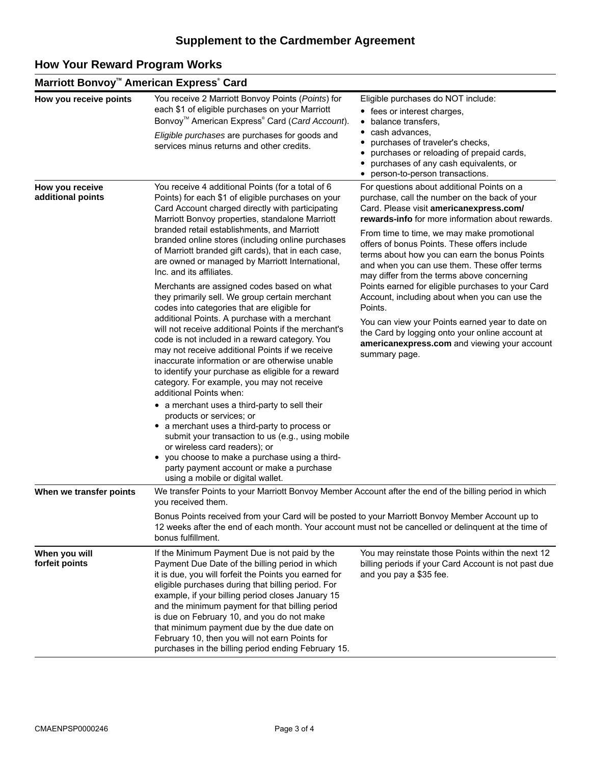# Supplement to the Cardmember Agreement

## How Your Reward Program Works

### Marriott Bonvoy™ American Express® Card

**How you receive points**

You receive 2 Marriott Bonvoy Points (*Points*) for each $1 of eligible purchases on your Marriott Bonvoy™ American Express® Card (*Card Account*).

*Eligible purchases* are purchases for goods and services minus returns and other credits.

Eligible purchases do NOT include:

- fees or interest charges,
- balance transfers,
- cash advances,
- purchases of traveler's checks,
- purchases or reloading of prepaid cards,
- purchases of any cash equivalents, or
- person-to-person transactions.

**How you receive additional points**

You receive 4 additional Points (for a total of 6 Points) for each $1 of eligible purchases on your Card Account charged directly with participating Marriott Bonvoy properties, standalone Marriott branded retail establishments, and Marriott branded online stores (including online purchases of Marriott branded gift cards), that in each case, are owned or managed by Marriott International, Inc. and its affiliates.

Merchants are assigned codes based on what they primarily sell. We group certain merchant codes into categories that are eligible for additional Points. A purchase with a merchant will not receive additional Points if the merchant's code is not included in a reward category. You may not receive additional Points if we receive inaccurate information or are otherwise unable to identify your purchase as eligible for a reward category. For example, you may not receive additional Points when:

- a merchant uses a third-party to sell their products or services; or
- a merchant uses a third-party to process or submit your transaction to us (e.g., using mobile or wireless card readers); or
- you choose to make a purchase using a third-party payment account or make a purchase using a mobile or digital wallet.

For questions about additional Points on a purchase, call the number on the back of your Card. Please visit **americanexpress.com/rewards-info** for more information about rewards.

From time to time, we may make promotional offers of bonus Points. These offers include terms about how you can earn the bonus Points and when you can use them. These offer terms may differ from the terms above concerning Points earned for eligible purchases to your Card Account, including about when you can use the Points.

You can view your Points earned year to date on the Card by logging onto your online account at **americanexpress.com** and viewing your account summary page.

**When we transfer points**

We transfer Points to your Marriott Bonvoy Member Account after the end of the billing period in which you received them.

Bonus Points received from your Card will be posted to your Marriott Bonvoy Member Account up to 12 weeks after the end of each month. Your account must not be cancelled or delinquent at the time of bonus fulfillment.

**When you will forfeit points**

If the Minimum Payment Due is not paid by the Payment Due Date of the billing period in which it is due, you will forfeit the Points you earned for eligible purchases during that billing period. For example, if your billing period closes January 15 and the minimum payment for that billing period is due on February 10, and you do not make that minimum payment due by the due date on February 10, then you will not earn Points for purchases in the billing period ending February 15.

You may reinstate those Points within the next 12 billing periods if your Card Account is not past due and you pay a $35 fee.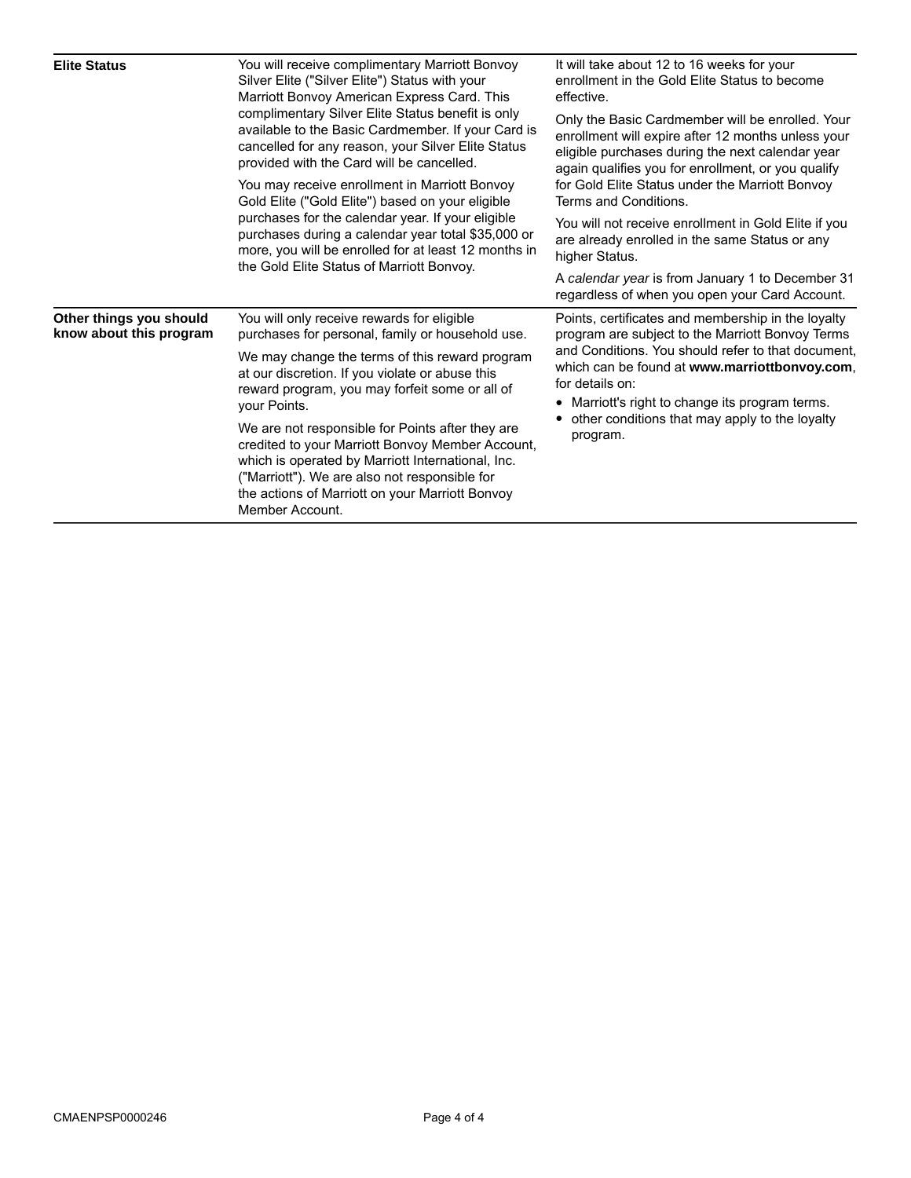| | | |
|---|---|---|
| **Elite Status** | You will receive complimentary Marriott Bonvoy Silver Elite ("Silver Elite") Status with your Marriott Bonvoy American Express Card. This complimentary Silver Elite Status benefit is only available to the Basic Cardmember. If your Card is cancelled for any reason, your Silver Elite Status provided with the Card will be cancelled.<br><br>You may receive enrollment in Marriott Bonvoy Gold Elite ("Gold Elite") based on your eligible purchases for the calendar year. If your eligible purchases during a calendar year total $35,000 or more, you will be enrolled for at least 12 months in the Gold Elite Status of Marriott Bonvoy. | It will take about 12 to 16 weeks for your enrollment in the Gold Elite Status to become effective.<br><br>Only the Basic Cardmember will be enrolled. Your enrollment will expire after 12 months unless your eligible purchases during the next calendar year again qualifies you for enrollment, or you qualify for Gold Elite Status under the Marriott Bonvoy Terms and Conditions.<br><br>You will not receive enrollment in Gold Elite if you are already enrolled in the same Status or any higher Status.<br><br>A *calendar year* is from January 1 to December 31 regardless of when you open your Card Account. |
| **Other things you should know about this program** | You will only receive rewards for eligible purchases for personal, family or household use.<br><br>We may change the terms of this reward program at our discretion. If you violate or abuse this reward program, you may forfeit some or all of your Points.<br><br>We are not responsible for Points after they are credited to your Marriott Bonvoy Member Account, which is operated by Marriott International, Inc. ("Marriott"). We are also not responsible for the actions of Marriott on your Marriott Bonvoy Member Account. | Points, certificates and membership in the loyalty program are subject to the Marriott Bonvoy Terms and Conditions. You should refer to that document, which can be found at **www.marriottbonvoy.com**, for details on:<br>• Marriott's right to change its program terms.<br>• other conditions that may apply to the loyalty program. |

CMAENPSP0000246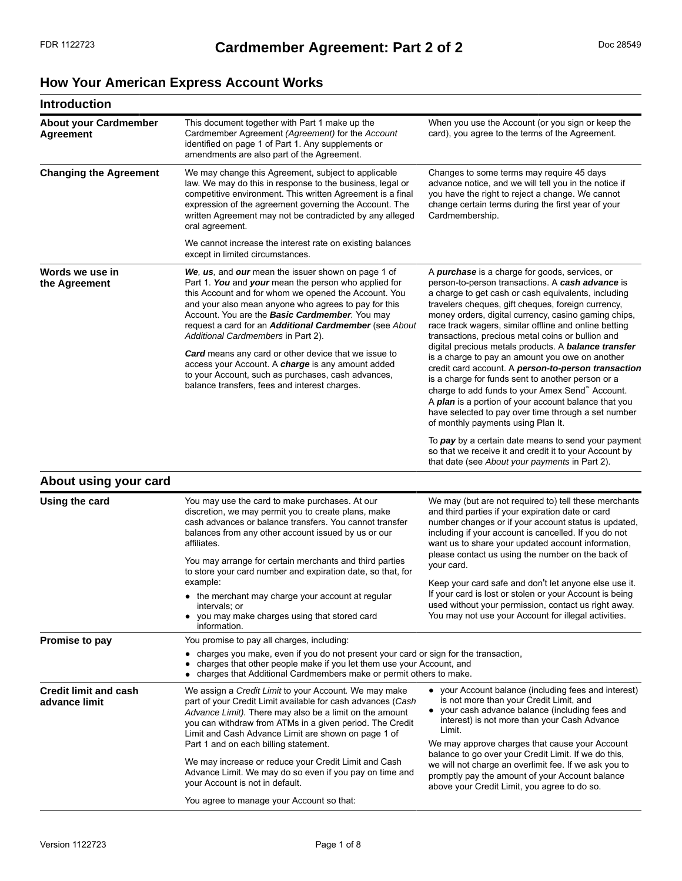# Cardmember Agreement: Part 2 of 2

## How Your American Express Account Works

### Introduction

**About your Cardmember Agreement**

This document together with Part 1 make up the Cardmember Agreement *(Agreement)* for the *Account* identified on page 1 of Part 1. Any supplements or amendments are also part of the Agreement.

When you use the Account (or you sign or keep the card), you agree to the terms of the Agreement.

**Changing the Agreement**

We may change this Agreement, subject to applicable law. We may do this in response to the business, legal or competitive environment. This written Agreement is a final expression of the agreement governing the Account. The written Agreement may not be contradicted by any alleged oral agreement.

We cannot increase the interest rate on existing balances except in limited circumstances.

Changes to some terms may require 45 days advance notice, and we will tell you in the notice if you have the right to reject a change. We cannot change certain terms during the first year of your Cardmembership.

**Words we use in the Agreement**

***We***, ***us***, and ***our*** mean the issuer shown on page 1 of Part 1. ***You*** and ***your*** mean the person who applied for this Account and for whom we opened the Account. You and your also mean anyone who agrees to pay for this Account. You are the ***Basic Cardmember***. You may request a card for an ***Additional Cardmember*** (see *About Additional Cardmembers* in Part 2).

***Card*** means any card or other device that we issue to access your Account. A ***charge*** is any amount added to your Account, such as purchases, cash advances, balance transfers, fees and interest charges.

A ***purchase*** is a charge for goods, services, or person-to-person transactions. A ***cash advance*** is a charge to get cash or cash equivalents, including travelers cheques, gift cheques, foreign currency, money orders, digital currency, casino gaming chips, race track wagers, similar offline and online betting transactions, precious metal coins or bullion and digital precious metals products. A ***balance transfer*** is a charge to pay an amount you owe on another credit card account. A ***person-to-person transaction*** is a charge for funds sent to another person or a charge to add funds to your Amex Send™ Account. A ***plan*** is a portion of your account balance that you have selected to pay over time through a set number of monthly payments using Plan It.

To ***pay*** by a certain date means to send your payment so that we receive it and credit it to your Account by that date (see *About your payments* in Part 2).

### About using your card

**Using the card**

You may use the card to make purchases. At our discretion, we may permit you to create plans, make cash advances or balance transfers. You cannot transfer balances from any other account issued by us or our affiliates.

You may arrange for certain merchants and third parties to store your card number and expiration date, so that, for example:

- the merchant may charge your account at regular intervals; or
- you may make charges using that stored card information.

We may (but are not required to) tell these merchants and third parties if your expiration date or card number changes or if your account status is updated, including if your account is cancelled. If you do not want us to share your updated account information, please contact us using the number on the back of your card.

Keep your card safe and don't let anyone else use it. If your card is lost or stolen or your Account is being used without your permission, contact us right away. You may not use your Account for illegal activities.

**Promise to pay**

You promise to pay all charges, including:

- charges you make, even if you do not present your card or sign for the transaction,
- charges that other people make if you let them use your Account, and
- charges that Additional Cardmembers make or permit others to make.

**Credit limit and cash advance limit**

We assign a *Credit Limit* to your Account. We may make part of your Credit Limit available for cash advances (*Cash Advance Limit)*. There may also be a limit on the amount you can withdraw from ATMs in a given period. The Credit Limit and Cash Advance Limit are shown on page 1 of Part 1 and on each billing statement.

We may increase or reduce your Credit Limit and Cash Advance Limit. We may do so even if you pay on time and your Account is not in default.

You agree to manage your Account so that:

- your Account balance (including fees and interest) is not more than your Credit Limit, and
- your cash advance balance (including fees and interest) is not more than your Cash Advance Limit.

We may approve charges that cause your Account balance to go over your Credit Limit. If we do this, we will not charge an overlimit fee. If we ask you to promptly pay the amount of your Account balance above your Credit Limit, you agree to do so.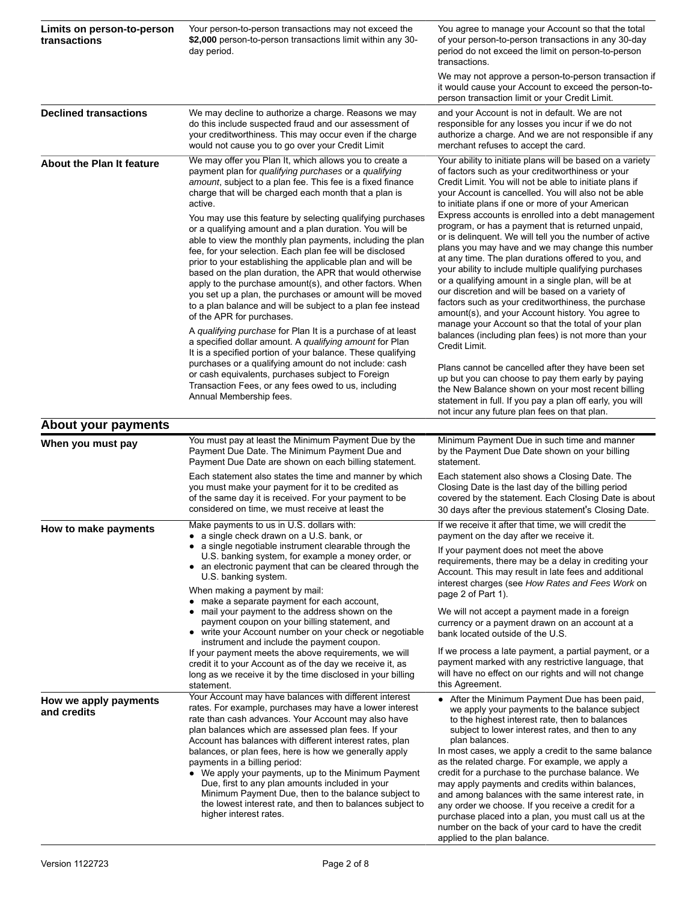| | | |
|---|---|---|
| **Limits on person-to-person transactions** | Your person-to-person transactions may not exceed the **$2,000** person-to-person transactions limit within any 30-day period. | You agree to manage your Account so that the total of your person-to-person transactions in any 30-day period do not exceed the limit on person-to-person transactions.<br><br>We may not approve a person-to-person transaction if it would cause your Account to exceed the person-to-person transaction limit or your Credit Limit. |
| **Declined transactions** | We may decline to authorize a charge. Reasons we may do this include suspected fraud and our assessment of your creditworthiness. This may occur even if the charge would not cause you to go over your Credit Limit | and your Account is not in default. We are not responsible for any losses you incur if we do not authorize a charge. And we are not responsible if any merchant refuses to accept the card. |
| **About the Plan It feature** | We may offer you Plan It, which allows you to create a payment plan for *qualifying purchases* or a *qualifying amount*, subject to a plan fee. This fee is a fixed finance charge that will be charged each month that a plan is active.<br><br>You may use this feature by selecting qualifying purchases or a qualifying amount and a plan duration. You will be able to view the monthly plan payments, including the plan fee, for your selection. Each plan fee will be disclosed prior to your establishing the applicable plan and will be based on the plan duration, the APR that would otherwise apply to the purchase amount(s), and other factors. When you set up a plan, the purchases or amount will be moved to a plan balance and will be subject to a plan fee instead of the APR for purchases.<br><br>A *qualifying purchase* for Plan It is a purchase of at least a specified dollar amount. A *qualifying amount* for Plan It is a specified portion of your balance. These qualifying purchases or a qualifying amount do not include: cash or cash equivalents, purchases subject to Foreign Transaction Fees, or any fees owed to us, including Annual Membership fees. | Your ability to initiate plans will be based on a variety of factors such as your creditworthiness or your Credit Limit. You will not be able to initiate plans if your Account is cancelled. You will also not be able to initiate plans if one or more of your American Express accounts is enrolled into a debt management program, or has a payment that is returned unpaid, or is delinquent. We will tell you the number of active plans you may have and we may change this number at any time. The plan durations offered to you, and your ability to include multiple qualifying purchases or a qualifying amount in a single plan, will be at our discretion and will be based on a variety of factors such as your creditworthiness, the purchase amount(s), and your Account history. You agree to manage your Account so that the total of your plan balances (including plan fees) is not more than your Credit Limit.<br><br>Plans cannot be cancelled after they have been set up but you can choose to pay them early by paying the New Balance shown on your most recent billing statement in full. If you pay a plan off early, you will not incur any future plan fees on that plan. |

## About your payments

| | | |
|---|---|---|
| **When you must pay** | You must pay at least the Minimum Payment Due by the Payment Due Date. The Minimum Payment Due and Payment Due Date are shown on each billing statement.<br><br>Each statement also states the time and manner by which you must make your payment for it to be credited as of the same day it is received. For your payment to be considered on time, we must receive at least the | Minimum Payment Due in such time and manner by the Payment Due Date shown on your billing statement.<br><br>Each statement also shows a Closing Date. The Closing Date is the last day of the billing period covered by the statement. Each Closing Date is about 30 days after the previous statement's Closing Date. |
| **How to make payments** | Make payments to us in U.S. dollars with:<br>• a single check drawn on a U.S. bank, or<br>• a single negotiable instrument clearable through the U.S. banking system, for example a money order, or<br>• an electronic payment that can be cleared through the U.S. banking system.<br><br>When making a payment by mail:<br>• make a separate payment for each account,<br>• mail your payment to the address shown on the payment coupon on your billing statement, and<br>• write your Account number on your check or negotiable instrument and include the payment coupon.<br><br>If your payment meets the above requirements, we will credit it to your Account as of the day we receive it, as long as we receive it by the time disclosed in your billing statement. | If we receive it after that time, we will credit the payment on the day after we receive it.<br><br>If your payment does not meet the above requirements, there may be a delay in crediting your Account. This may result in late fees and additional interest charges (see *How Rates and Fees Work* on page 2 of Part 1).<br><br>We will not accept a payment made in a foreign currency or a payment drawn on an account at a bank located outside of the U.S.<br><br>If we process a late payment, a partial payment, or a payment marked with any restrictive language, that will have no effect on our rights and will not change this Agreement. |
| **How we apply payments and credits** | Your Account may have balances with different interest rates. For example, purchases may have a lower interest rate than cash advances. Your Account may also have plan balances which are assessed plan fees. If your Account has balances with different interest rates, plan balances, or plan fees, here is how we generally apply payments in a billing period:<br>• We apply your payments, up to the Minimum Payment Due, first to any plan amounts included in your Minimum Payment Due, then to the balance subject to the lowest interest rate, and then to balances subject to higher interest rates. | • After the Minimum Payment Due has been paid, we apply your payments to the balance subject to the highest interest rate, then to balances subject to lower interest rates, and then to any plan balances.<br><br>In most cases, we apply a credit to the same balance as the related charge. For example, we apply a credit for a purchase to the purchase balance. We may apply payments and credits within balances, and among balances with the same interest rate, in any order we choose. If you receive a credit for a purchase placed into a plan, you must call us at the number on the back of your card to have the credit applied to the plan balance. |

Version 1122723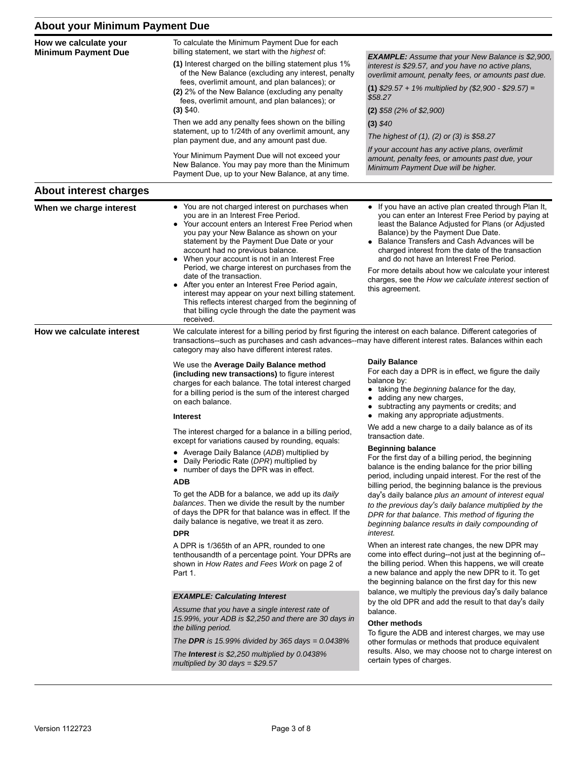## About your Minimum Payment Due

### How we calculate your Minimum Payment Due

To calculate the Minimum Payment Due for each billing statement, we start with the *highest* of:

**(1)** Interest charged on the billing statement plus 1% of the New Balance (excluding any interest, penalty fees, overlimit amount, and plan balances); or
**(2)** 2% of the New Balance (excluding any penalty fees, overlimit amount, and plan balances); or
**(3)** $40.

Then we add any penalty fees shown on the billing statement, up to 1/24th of any overlimit amount, any plan payment due, and any amount past due.

Your Minimum Payment Due will not exceed your New Balance. You may pay more than the Minimum Payment Due, up to your New Balance, at any time.

***EXAMPLE:*** *Assume that your New Balance is $2,900, interest is $29.57, and you have no active plans, overlimit amount, penalty fees, or amounts past due.*

**(1)** *$29.57 + 1% multiplied by ($2,900 - $29.57) = $58.27*

**(2)** *$58 (2% of $2,900)*

**(3)** *$40*

*The highest of (1), (2) or (3) is $58.27*

*If your account has any active plans, overlimit amount, penalty fees, or amounts past due, your Minimum Payment Due will be higher.*

## About interest charges

### When we charge interest

- You are not charged interest on purchases when you are in an Interest Free Period.
- Your account enters an Interest Free Period when you pay your New Balance as shown on your statement by the Payment Due Date or your account had no previous balance.
- When your account is not in an Interest Free Period, we charge interest on purchases from the date of the transaction.
- After you enter an Interest Free Period again, interest may appear on your next billing statement. This reflects interest charged from the beginning of that billing cycle through the date the payment was received.
- If you have an active plan created through Plan It, you can enter an Interest Free Period by paying at least the Balance Adjusted for Plans (or Adjusted Balance) by the Payment Due Date.
- Balance Transfers and Cash Advances will be charged interest from the date of the transaction and do not have an Interest Free Period.

For more details about how we calculate your interest charges, see the *How we calculate interest* section of this agreement.

### How we calculate interest

We calculate interest for a billing period by first figuring the interest on each balance. Different categories of transactions--such as purchases and cash advances--may have different interest rates. Balances within each category may also have different interest rates.

We use the **Average Daily Balance method (including new transactions)** to figure interest charges for each balance. The total interest charged for a billing period is the sum of the interest charged on each balance.

**Interest**

The interest charged for a balance in a billing period, except for variations caused by rounding, equals:

- Average Daily Balance (*ADB*) multiplied by
- Daily Periodic Rate (*DPR*) multiplied by
- number of days the DPR was in effect.

**ADB**

To get the ADB for a balance, we add up its *daily balances*. Then we divide the result by the number of days the DPR for that balance was in effect. If the daily balance is negative, we treat it as zero.

**DPR**

A DPR is 1/365th of an APR, rounded to one tenthousandth of a percentage point. Your DPRs are shown in *How Rates and Fees Work* on page 2 of Part 1.

***EXAMPLE: Calculating Interest***

*Assume that you have a single interest rate of 15.99%, your ADB is $2,250 and there are 30 days in the billing period.*

*The **DPR** is 15.99% divided by 365 days = 0.0438%*

*The **Interest** is $2,250 multiplied by 0.0438% multiplied by 30 days = $29.57*

**Daily Balance**

For each day a DPR is in effect, we figure the daily balance by:

- taking the *beginning balance* for the day,
- adding any new charges,
- subtracting any payments or credits; and
- making any appropriate adjustments.

We add a new charge to a daily balance as of its transaction date.

**Beginning balance**

For the first day of a billing period, the beginning balance is the ending balance for the prior billing period, including unpaid interest. For the rest of the billing period, the beginning balance is the previous day's daily balance *plus an amount of interest equal to the previous day's daily balance multiplied by the DPR for that balance. This method of figuring the beginning balance results in daily compounding of interest.*

When an interest rate changes, the new DPR may come into effect during--not just at the beginning of--the billing period. When this happens, we will create a new balance and apply the new DPR to it. To get the beginning balance on the first day for this new balance, we multiply the previous day's daily balance by the old DPR and add the result to that day's daily balance.

**Other methods**

To figure the ADB and interest charges, we may use other formulas or methods that produce equivalent results. Also, we may choose not to charge interest on certain types of charges.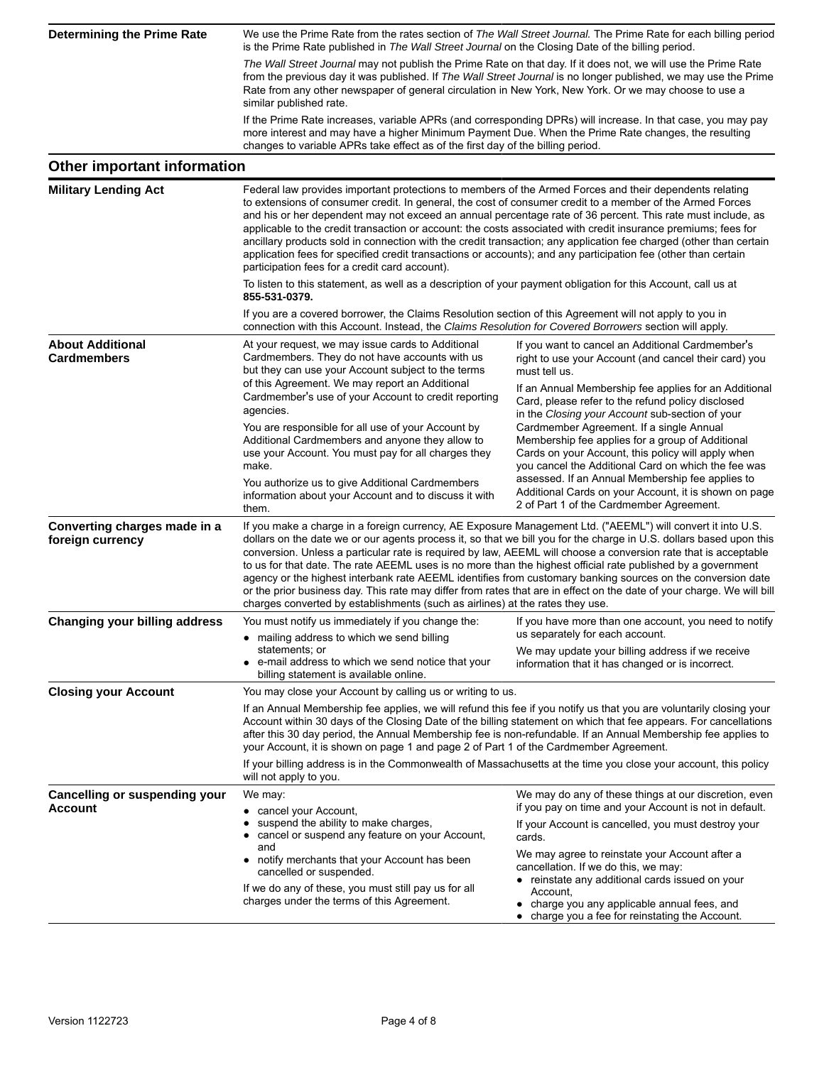### Determining the Prime Rate

We use the Prime Rate from the rates section of *The Wall Street Journal.* The Prime Rate for each billing period is the Prime Rate published in *The Wall Street Journal* on the Closing Date of the billing period.

*The Wall Street Journal* may not publish the Prime Rate on that day. If it does not, we will use the Prime Rate from the previous day it was published. If *The Wall Street Journal* is no longer published, we may use the Prime Rate from any other newspaper of general circulation in New York, New York. Or we may choose to use a similar published rate.

If the Prime Rate increases, variable APRs (and corresponding DPRs) will increase. In that case, you may pay more interest and may have a higher Minimum Payment Due. When the Prime Rate changes, the resulting changes to variable APRs take effect as of the first day of the billing period.

## Other important information

### Military Lending Act

Federal law provides important protections to members of the Armed Forces and their dependents relating to extensions of consumer credit. In general, the cost of consumer credit to a member of the Armed Forces and his or her dependent may not exceed an annual percentage rate of 36 percent. This rate must include, as applicable to the credit transaction or account: the costs associated with credit insurance premiums; fees for ancillary products sold in connection with the credit transaction; any application fee charged (other than certain application fees for specified credit transactions or accounts); and any participation fee (other than certain participation fees for a credit card account).

To listen to this statement, as well as a description of your payment obligation for this Account, call us at **855-531-0379.**

If you are a covered borrower, the Claims Resolution section of this Agreement will not apply to you in connection with this Account. Instead, the *Claims Resolution for Covered Borrowers* section will apply.

### About Additional Cardmembers

At your request, we may issue cards to Additional Cardmembers. They do not have accounts with us but they can use your Account subject to the terms of this Agreement. We may report an Additional Cardmember's use of your Account to credit reporting agencies.

You are responsible for all use of your Account by Additional Cardmembers and anyone they allow to use your Account. You must pay for all charges they make.

You authorize us to give Additional Cardmembers information about your Account and to discuss it with them.

If you want to cancel an Additional Cardmember's right to use your Account (and cancel their card) you must tell us.

If an Annual Membership fee applies for an Additional Card, please refer to the refund policy disclosed in the *Closing your Account* sub-section of your Cardmember Agreement. If a single Annual Membership fee applies for a group of Additional Cards on your Account, this policy will apply when you cancel the Additional Card on which the fee was assessed. If an Annual Membership fee applies to Additional Cards on your Account, it is shown on page 2 of Part 1 of the Cardmember Agreement.

### Converting charges made in a foreign currency

If you make a charge in a foreign currency, AE Exposure Management Ltd. ("AEEML") will convert it into U.S. dollars on the date we or our agents process it, so that we bill you for the charge in U.S. dollars based upon this conversion. Unless a particular rate is required by law, AEEML will choose a conversion rate that is acceptable to us for that date. The rate AEEML uses is no more than the highest official rate published by a government agency or the highest interbank rate AEEML identifies from customary banking sources on the conversion date or the prior business day. This rate may differ from rates that are in effect on the date of your charge. We will bill charges converted by establishments (such as airlines) at the rates they use.

### Changing your billing address

You must notify us immediately if you change the:

- mailing address to which we send billing statements; or
- e-mail address to which we send notice that your billing statement is available online.

If you have more than one account, you need to notify us separately for each account.

We may update your billing address if we receive information that it has changed or is incorrect.

### Closing your Account

You may close your Account by calling us or writing to us.

If an Annual Membership fee applies, we will refund this fee if you notify us that you are voluntarily closing your Account within 30 days of the Closing Date of the billing statement on which that fee appears. For cancellations after this 30 day period, the Annual Membership fee is non-refundable. If an Annual Membership fee applies to your Account, it is shown on page 1 and page 2 of Part 1 of the Cardmember Agreement.

If your billing address is in the Commonwealth of Massachusetts at the time you close your account, this policy will not apply to you.

### Cancelling or suspending your Account

We may:

- cancel your Account,
- suspend the ability to make charges,
- cancel or suspend any feature on your Account, and
- notify merchants that your Account has been cancelled or suspended.

If we do any of these, you must still pay us for all charges under the terms of this Agreement.

We may do any of these things at our discretion, even if you pay on time and your Account is not in default.

If your Account is cancelled, you must destroy your cards.

We may agree to reinstate your Account after a cancellation. If we do this, we may:

- reinstate any additional cards issued on your Account,
- charge you any applicable annual fees, and
- charge you a fee for reinstating the Account.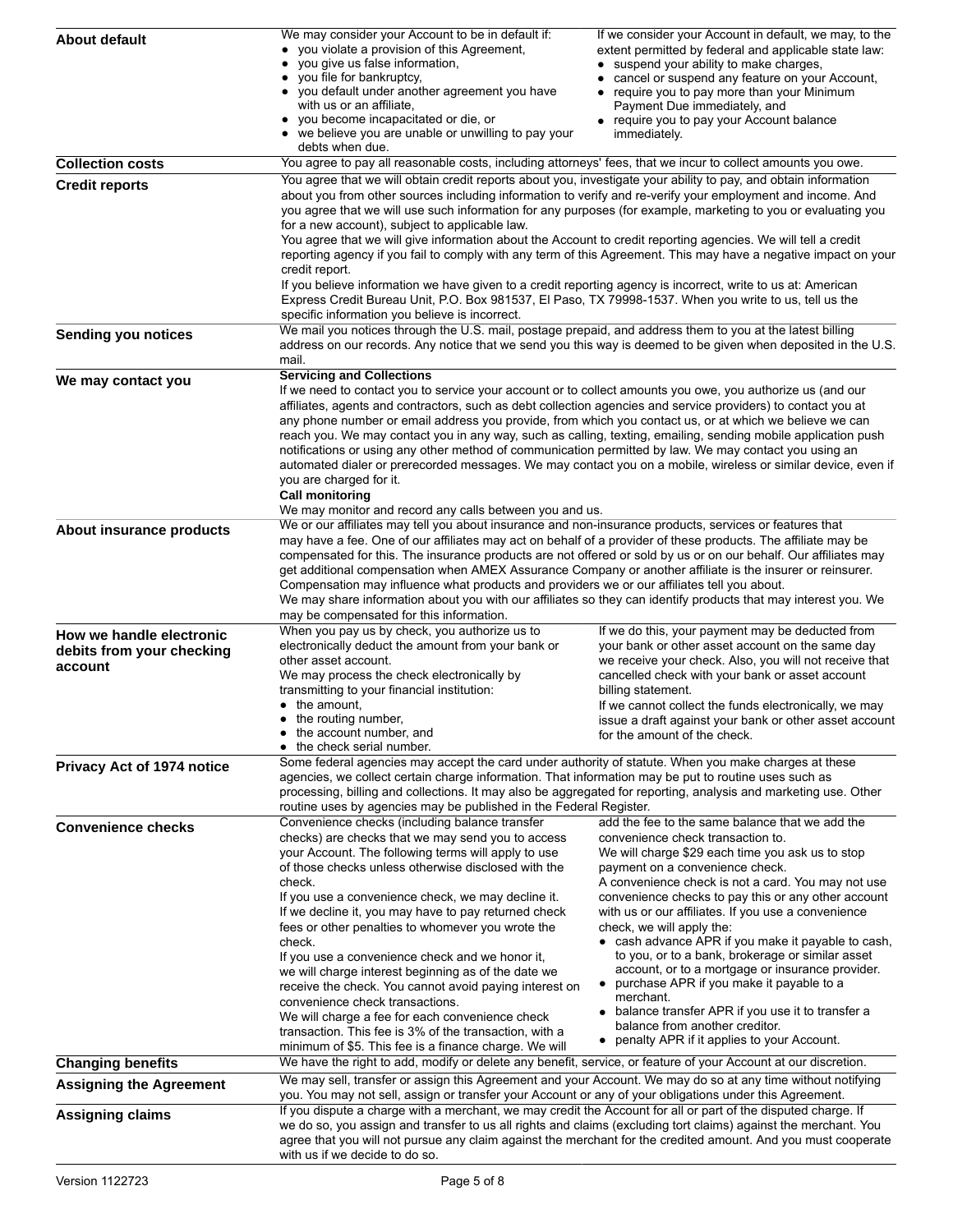### About default

We may consider your Account to be in default if:

- you violate a provision of this Agreement,
- you give us false information,
- you file for bankruptcy,
- you default under another agreement you have with us or an affiliate,
- you become incapacitated or die, or
- we believe you are unable or unwilling to pay your debts when due.

If we consider your Account in default, we may, to the extent permitted by federal and applicable state law:

- suspend your ability to make charges,
- cancel or suspend any feature on your Account,
- require you to pay more than your Minimum Payment Due immediately, and
- require you to pay your Account balance immediately.

### Collection costs

You agree to pay all reasonable costs, including attorneys' fees, that we incur to collect amounts you owe.

### Credit reports

You agree that we will obtain credit reports about you, investigate your ability to pay, and obtain information about you from other sources including information to verify and re-verify your employment and income. And you agree that we will use such information for any purposes (for example, marketing to you or evaluating you for a new account), subject to applicable law.

You agree that we will give information about the Account to credit reporting agencies. We will tell a credit reporting agency if you fail to comply with any term of this Agreement. This may have a negative impact on your credit report.

If you believe information we have given to a credit reporting agency is incorrect, write to us at: American Express Credit Bureau Unit, P.O. Box 981537, El Paso, TX 79998-1537. When you write to us, tell us the specific information you believe is incorrect.

### Sending you notices

We mail you notices through the U.S. mail, postage prepaid, and address them to you at the latest billing address on our records. Any notice that we send you this way is deemed to be given when deposited in the U.S. mail.

### We may contact you

**Servicing and Collections**

If we need to contact you to service your account or to collect amounts you owe, you authorize us (and our affiliates, agents and contractors, such as debt collection agencies and service providers) to contact you at any phone number or email address you provide, from which you contact us, or at which we believe we can reach you. We may contact you in any way, such as calling, texting, emailing, sending mobile application push notifications or using any other method of communication permitted by law. We may contact you using an automated dialer or prerecorded messages. We may contact you on a mobile, wireless or similar device, even if you are charged for it.

**Call monitoring**

We may monitor and record any calls between you and us.

### About insurance products

We or our affiliates may tell you about insurance and non-insurance products, services or features that may have a fee. One of our affiliates may act on behalf of a provider of these products. The affiliate may be compensated for this. The insurance products are not offered or sold by us or on our behalf. Our affiliates may get additional compensation when AMEX Assurance Company or another affiliate is the insurer or reinsurer. Compensation may influence what products and providers we or our affiliates tell you about.

We may share information about you with our affiliates so they can identify products that may interest you. We may be compensated for this information.

### How we handle electronic debits from your checking account

When you pay us by check, you authorize us to electronically deduct the amount from your bank or other asset account.

We may process the check electronically by transmitting to your financial institution:

- the amount,
- the routing number,
- the account number, and
- the check serial number.

If we do this, your payment may be deducted from your bank or other asset account on the same day we receive your check. Also, you will not receive that cancelled check with your bank or asset account billing statement.

If we cannot collect the funds electronically, we may issue a draft against your bank or other asset account for the amount of the check.

### Privacy Act of 1974 notice

Some federal agencies may accept the card under authority of statute. When you make charges at these agencies, we collect certain charge information. That information may be put to routine uses such as processing, billing and collections. It may also be aggregated for reporting, analysis and marketing use. Other routine uses by agencies may be published in the Federal Register.

### Convenience checks

Convenience checks (including balance transfer checks) are checks that we may send you to access your Account. The following terms will apply to use of those checks unless otherwise disclosed with the check.

If you use a convenience check, we may decline it. If we decline it, you may have to pay returned check fees or other penalties to whomever you wrote the check.

If you use a convenience check and we honor it, we will charge interest beginning as of the date we receive the check. You cannot avoid paying interest on convenience check transactions.

We will charge a fee for each convenience check transaction. This fee is 3% of the transaction, with a minimum of $5. This fee is a finance charge. We will add the fee to the same balance that we add the convenience check transaction to.

We will charge $29 each time you ask us to stop payment on a convenience check.

A convenience check is not a card. You may not use convenience checks to pay this or any other account with us or our affiliates. If you use a convenience check, we will apply the:

- cash advance APR if you make it payable to cash, to you, or to a bank, brokerage or similar asset account, or to a mortgage or insurance provider.
- purchase APR if you make it payable to a merchant.
- balance transfer APR if you use it to transfer a balance from another creditor.
- penalty APR if it applies to your Account.

### Changing benefits

We have the right to add, modify or delete any benefit, service, or feature of your Account at our discretion.

### Assigning the Agreement

We may sell, transfer or assign this Agreement and your Account. We may do so at any time without notifying you. You may not sell, assign or transfer your Account or any of your obligations under this Agreement.

### Assigning claims

If you dispute a charge with a merchant, we may credit the Account for all or part of the disputed charge. If we do so, you assign and transfer to us all rights and claims (excluding tort claims) against the merchant. You agree that you will not pursue any claim against the merchant for the credited amount. And you must cooperate with us if we decide to do so.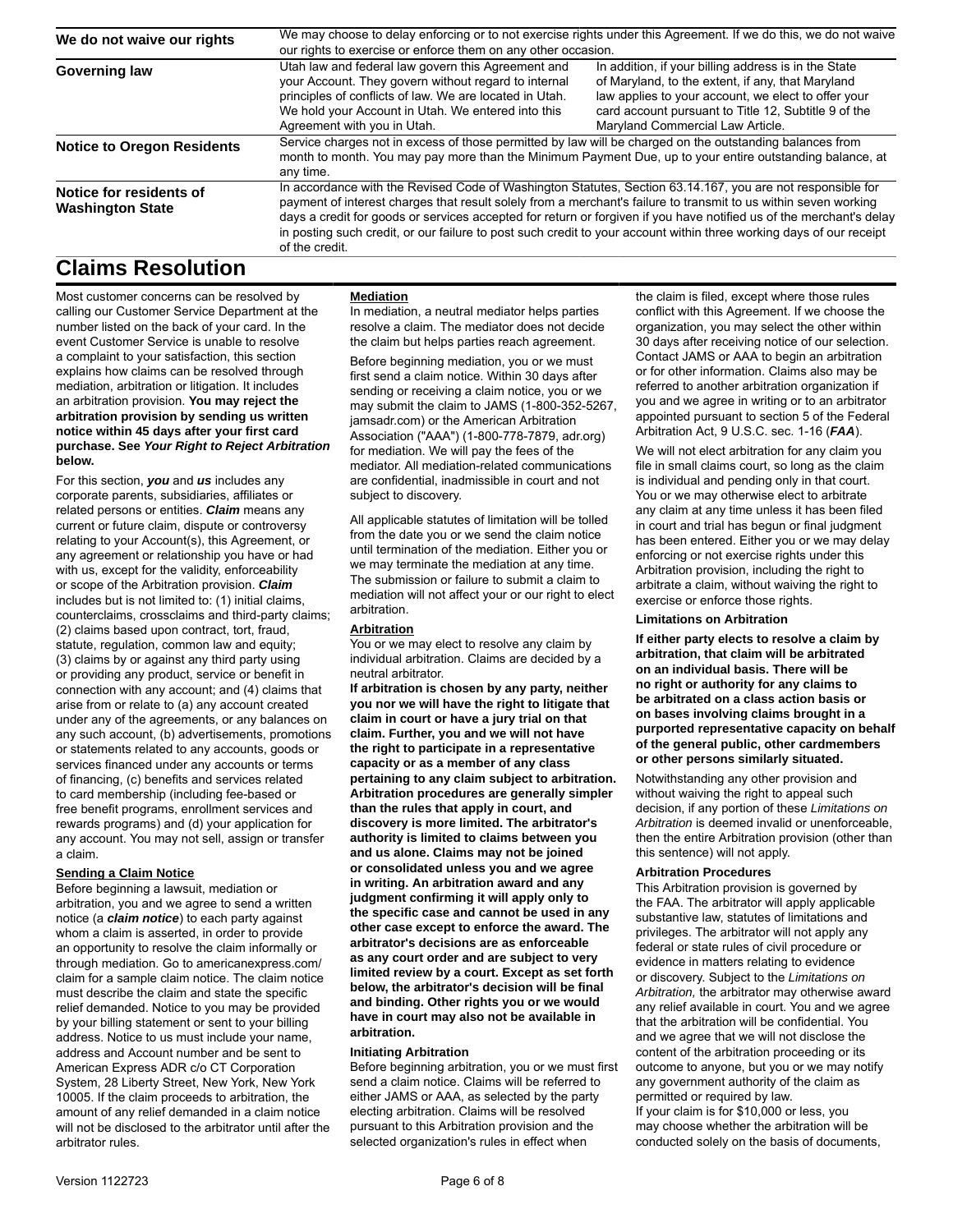| | |
|---|---|
| **We do not waive our rights** | We may choose to delay enforcing or to not exercise rights under this Agreement. If we do this, we do not waive our rights to exercise or enforce them on any other occasion. |
| **Governing law** | Utah law and federal law govern this Agreement and your Account. They govern without regard to internal principles of conflicts of law. We are located in Utah. We hold your Account in Utah. We entered into this Agreement with you in Utah. In addition, if your billing address is in the State of Maryland, to the extent, if any, that Maryland law applies to your account, we elect to offer your card account pursuant to Title 12, Subtitle 9 of the Maryland Commercial Law Article. |
| **Notice to Oregon Residents** | Service charges not in excess of those permitted by law will be charged on the outstanding balances from month to month. You may pay more than the Minimum Payment Due, up to your entire outstanding balance, at any time. |
| **Notice for residents of Washington State** | In accordance with the Revised Code of Washington Statutes, Section 63.14.167, you are not responsible for payment of interest charges that result solely from a merchant's failure to transmit to us within seven working days a credit for goods or services accepted for return or forgiven if you have notified us of the merchant's delay in posting such credit, or our failure to post such credit to your account within three working days of our receipt of the credit. |

# Claims Resolution

Most customer concerns can be resolved by calling our Customer Service Department at the number listed on the back of your card. In the event Customer Service is unable to resolve a complaint to your satisfaction, this section explains how claims can be resolved through mediation, arbitration or litigation. It includes an arbitration provision. **You may reject the arbitration provision by sending us written notice within 45 days after your first card purchase. See *Your Right to Reject Arbitration* below.**

For this section, ***you*** and ***us*** includes any corporate parents, subsidiaries, affiliates or related persons or entities. ***Claim*** means any current or future claim, dispute or controversy relating to your Account(s), this Agreement, or any agreement or relationship you have or had with us, except for the validity, enforceability or scope of the Arbitration provision. ***Claim*** includes but is not limited to: (1) initial claims, counterclaims, crossclaims and third-party claims; (2) claims based upon contract, tort, fraud, statute, regulation, common law and equity; (3) claims by or against any third party using or providing any product, service or benefit in connection with any account; and (4) claims that arise from or relate to (a) any account created under any of the agreements, or any balances on any such account, (b) advertisements, promotions or statements related to any accounts, goods or services financed under any accounts or terms of financing, (c) benefits and services related to card membership (including fee-based or free benefit programs, enrollment services and rewards programs) and (d) your application for any account. You may not sell, assign or transfer a claim.

**Sending a Claim Notice**

Before beginning a lawsuit, mediation or arbitration, you and we agree to send a written notice (a ***claim notice***) to each party against whom a claim is asserted, in order to provide an opportunity to resolve the claim informally or through mediation. Go to americanexpress.com/claim for a sample claim notice. The claim notice must describe the claim and state the specific relief demanded. Notice to you may be provided by your billing statement or sent to your billing address. Notice to us must include your name, address and Account number and be sent to American Express ADR c/o CT Corporation System, 28 Liberty Street, New York, New York 10005. If the claim proceeds to arbitration, the amount of any relief demanded in a claim notice will not be disclosed to the arbitrator until after the arbitrator rules.

**Mediation**

In mediation, a neutral mediator helps parties resolve a claim. The mediator does not decide the claim but helps parties reach agreement.

Before beginning mediation, you or we must first send a claim notice. Within 30 days after sending or receiving a claim notice, you or we may submit the claim to JAMS (1-800-352-5267, jamsadr.com) or the American Arbitration Association ("AAA") (1-800-778-7879, adr.org) for mediation. We will pay the fees of the mediator. All mediation-related communications are confidential, inadmissible in court and not subject to discovery.

All applicable statutes of limitation will be tolled from the date you or we send the claim notice until termination of the mediation. Either you or we may terminate the mediation at any time. The submission or failure to submit a claim to mediation will not affect your or our right to elect arbitration.

**Arbitration**

You or we may elect to resolve any claim by individual arbitration. Claims are decided by a neutral arbitrator.

**If arbitration is chosen by any party, neither you nor we will have the right to litigate that claim in court or have a jury trial on that claim. Further, you and we will not have the right to participate in a representative capacity or as a member of any class pertaining to any claim subject to arbitration. Arbitration procedures are generally simpler than the rules that apply in court, and discovery is more limited. The arbitrator's authority is limited to claims between you and us alone. Claims may not be joined or consolidated unless you and we agree in writing. An arbitration award and any judgment confirming it will apply only to the specific case and cannot be used in any other case except to enforce the award. The arbitrator's decisions are as enforceable as any court order and are subject to very limited review by a court. Except as set forth below, the arbitrator's decision will be final and binding. Other rights you or we would have in court may also not be available in arbitration.**

**Initiating Arbitration**

Before beginning arbitration, you or we must first send a claim notice. Claims will be referred to either JAMS or AAA, as selected by the party electing arbitration. Claims will be resolved pursuant to this Arbitration provision and the selected organization's rules in effect when the claim is filed, except where those rules conflict with this Agreement. If we choose the organization, you may select the other within 30 days after receiving notice of our selection. Contact JAMS or AAA to begin an arbitration or for other information. Claims also may be referred to another arbitration organization if you and we agree in writing or to an arbitrator appointed pursuant to section 5 of the Federal Arbitration Act, 9 U.S.C. sec. 1-16 (***FAA***).

We will not elect arbitration for any claim you file in small claims court, so long as the claim is individual and pending only in that court. You or we may otherwise elect to arbitrate any claim at any time unless it has been filed in court and trial has begun or final judgment has been entered. Either you or we may delay enforcing or not exercise rights under this Arbitration provision, including the right to arbitrate a claim, without waiving the right to exercise or enforce those rights.

**Limitations on Arbitration**

**If either party elects to resolve a claim by arbitration, that claim will be arbitrated on an individual basis. There will be no right or authority for any claims to be arbitrated on a class action basis or on bases involving claims brought in a purported representative capacity on behalf of the general public, other cardmembers or other persons similarly situated.**

Notwithstanding any other provision and without waiving the right to appeal such decision, if any portion of these *Limitations on Arbitration* is deemed invalid or unenforceable, then the entire Arbitration provision (other than this sentence) will not apply.

**Arbitration Procedures**

This Arbitration provision is governed by the FAA. The arbitrator will apply applicable substantive law, statutes of limitations and privileges. The arbitrator will not apply any federal or state rules of civil procedure or evidence in matters relating to evidence or discovery. Subject to the *Limitations on Arbitration,* the arbitrator may otherwise award any relief available in court. You and we agree that the arbitration will be confidential. You and we agree that we will not disclose the content of the arbitration proceeding or its outcome to anyone, but you or we may notify any government authority of the claim as permitted or required by law.

If your claim is for $10,000 or less, you may choose whether the arbitration will be conducted solely on the basis of documents,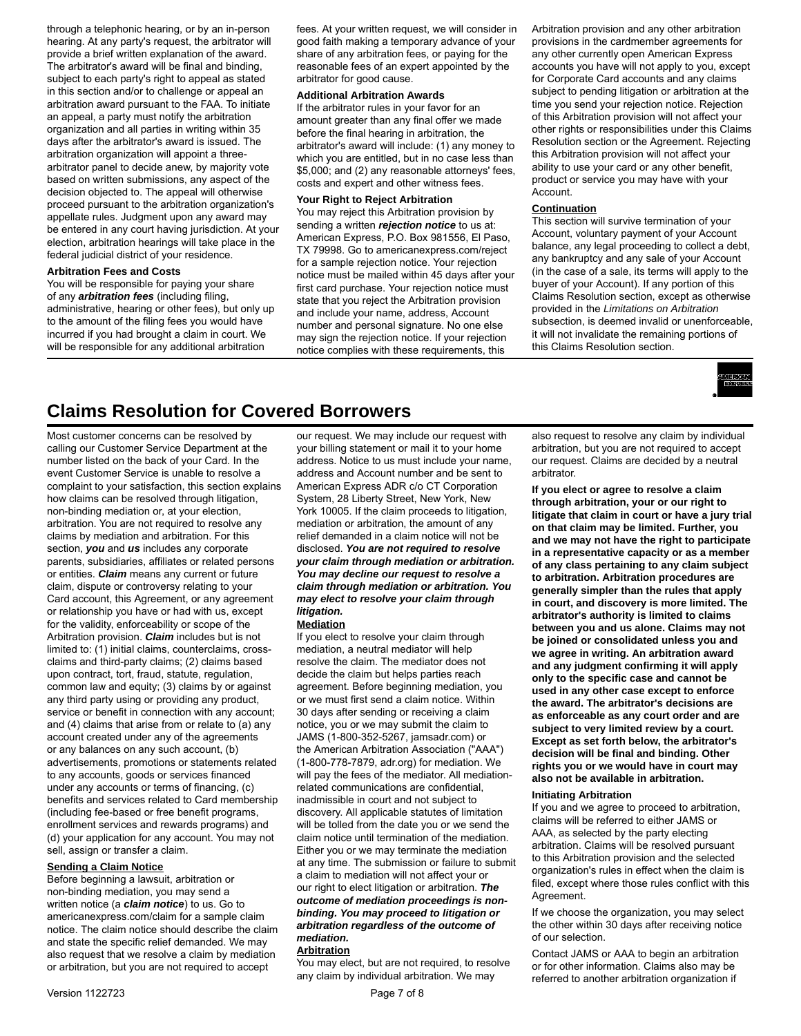through a telephonic hearing, or by an in-person hearing. At any party's request, the arbitrator will provide a brief written explanation of the award. The arbitrator's award will be final and binding, subject to each party's right to appeal as stated in this section and/or to challenge or appeal an arbitration award pursuant to the FAA. To initiate an appeal, a party must notify the arbitration organization and all parties in writing within 35 days after the arbitrator's award is issued. The arbitration organization will appoint a three-arbitrator panel to decide anew, by majority vote based on written submissions, any aspect of the decision objected to. The appeal will otherwise proceed pursuant to the arbitration organization's appellate rules. Judgment upon any award may be entered in any court having jurisdiction. At your election, arbitration hearings will take place in the federal judicial district of your residence.

**Arbitration Fees and Costs**

You will be responsible for paying your share of any ***arbitration fees*** (including filing, administrative, hearing or other fees), but only up to the amount of the filing fees you would have incurred if you had brought a claim in court. We will be responsible for any additional arbitration fees. At your written request, we will consider in good faith making a temporary advance of your share of any arbitration fees, or paying for the reasonable fees of an expert appointed by the arbitrator for good cause.

**Additional Arbitration Awards**

If the arbitrator rules in your favor for an amount greater than any final offer we made before the final hearing in arbitration, the arbitrator's award will include: (1) any money to which you are entitled, but in no case less than $5,000; and (2) any reasonable attorneys' fees, costs and expert and other witness fees.

**Your Right to Reject Arbitration**

You may reject this Arbitration provision by sending a written ***rejection notice*** to us at: American Express, P.O. Box 981556, El Paso, TX 79998. Go to americanexpress.com/reject for a sample rejection notice. Your rejection notice must be mailed within 45 days after your first card purchase. Your rejection notice must state that you reject the Arbitration provision and include your name, address, Account number and personal signature. No one else may sign the rejection notice. If your rejection notice complies with these requirements, this Arbitration provision and any other arbitration provisions in the cardmember agreements for any other currently open American Express accounts you have will not apply to you, except for Corporate Card accounts and any claims subject to pending litigation or arbitration at the time you send your rejection notice. Rejection of this Arbitration provision will not affect your other rights or responsibilities under this Claims Resolution section or the Agreement. Rejecting this Arbitration provision will not affect your ability to use your card or any other benefit, product or service you may have with your Account.

**Continuation**

This section will survive termination of your Account, voluntary payment of your Account balance, any legal proceeding to collect a debt, any bankruptcy and any sale of your Account (in the case of a sale, its terms will apply to the buyer of your Account). If any portion of this Claims Resolution section, except as otherwise provided in the *Limitations on Arbitration* subsection, is deemed invalid or unenforceable, it will not invalidate the remaining portions of this Claims Resolution section.

# Claims Resolution for Covered Borrowers

Most customer concerns can be resolved by calling our Customer Service Department at the number listed on the back of your Card. In the event Customer Service is unable to resolve a complaint to your satisfaction, this section explains how claims can be resolved through litigation, non-binding mediation or, at your election, arbitration. You are not required to resolve any claims by mediation and arbitration. For this section, ***you*** and ***us*** includes any corporate parents, subsidiaries, affiliates or related persons or entities. ***Claim*** means any current or future claim, dispute or controversy relating to your Card account, this Agreement, or any agreement or relationship you have or had with us, except for the validity, enforceability or scope of the Arbitration provision. ***Claim*** includes but is not limited to: (1) initial claims, counterclaims, cross-claims and third-party claims; (2) claims based upon contract, tort, fraud, statute, regulation, common law and equity; (3) claims by or against any third party using or providing any product, service or benefit in connection with any account; and (4) claims that arise from or relate to (a) any account created under any of the agreements or any balances on any such account, (b) advertisements, promotions or statements related to any accounts, goods or services financed under any accounts or terms of financing, (c) benefits and services related to Card membership (including fee-based or free benefit programs, enrollment services and rewards programs) and (d) your application for any account. You may not sell, assign or transfer a claim.

**Sending a Claim Notice**

Before beginning a lawsuit, arbitration or non-binding mediation, you may send a written notice (a ***claim notice***) to us. Go to americanexpress.com/claim for a sample claim notice. The claim notice should describe the claim and state the specific relief demanded. We may also request that we resolve a claim by mediation or arbitration, but you are not required to accept our request. We may include our request with your billing statement or mail it to your home address. Notice to us must include your name, address and Account number and be sent to American Express ADR c/o CT Corporation System, 28 Liberty Street, New York, New York 10005. If the claim proceeds to litigation, mediation or arbitration, the amount of any relief demanded in a claim notice will not be disclosed. ***You are not required to resolve your claim through mediation or arbitration. You may decline our request to resolve a claim through mediation or arbitration. You may elect to resolve your claim through litigation.***

**Mediation**

If you elect to resolve your claim through mediation, a neutral mediator will help resolve the claim. The mediator does not decide the claim but helps parties reach agreement. Before beginning mediation, you or we must first send a claim notice. Within 30 days after sending or receiving a claim notice, you or we may submit the claim to JAMS (1-800-352-5267, jamsadr.com) or the American Arbitration Association ("AAA") (1-800-778-7879, adr.org) for mediation. We will pay the fees of the mediator. All mediation-related communications are confidential, inadmissible in court and not subject to discovery. All applicable statutes of limitation will be tolled from the date you or we send the claim notice until termination of the mediation. Either you or we may terminate the mediation at any time. The submission or failure to submit a claim to mediation will not affect your or our right to elect litigation or arbitration. ***The outcome of mediation proceedings is non-binding. You may proceed to litigation or arbitration regardless of the outcome of mediation.***

**Arbitration**

You may elect, but are not required, to resolve any claim by individual arbitration. We may also request to resolve any claim by individual arbitration, but you are not required to accept our request. Claims are decided by a neutral arbitrator.

**If you elect or agree to resolve a claim through arbitration, your or our right to litigate that claim in court or have a jury trial on that claim may be limited. Further, you and we may not have the right to participate in a representative capacity or as a member of any class pertaining to any claim subject to arbitration. Arbitration procedures are generally simpler than the rules that apply in court, and discovery is more limited. The arbitrator's authority is limited to claims between you and us alone. Claims may not be joined or consolidated unless you and we agree in writing. An arbitration award and any judgment confirming it will apply only to the specific case and cannot be used in any other case except to enforce the award. The arbitrator's decisions are as enforceable as any court order and are subject to very limited review by a court. Except as set forth below, the arbitrator's decision will be final and binding. Other rights you or we would have in court may also not be available in arbitration.**

**Initiating Arbitration**

If you and we agree to proceed to arbitration, claims will be referred to either JAMS or AAA, as selected by the party electing arbitration. Claims will be resolved pursuant to this Arbitration provision and the selected organization's rules in effect when the claim is filed, except where those rules conflict with this Agreement.

If we choose the organization, you may select the other within 30 days after receiving notice of our selection.

Contact JAMS or AAA to begin an arbitration or for other information. Claims also may be referred to another arbitration organization if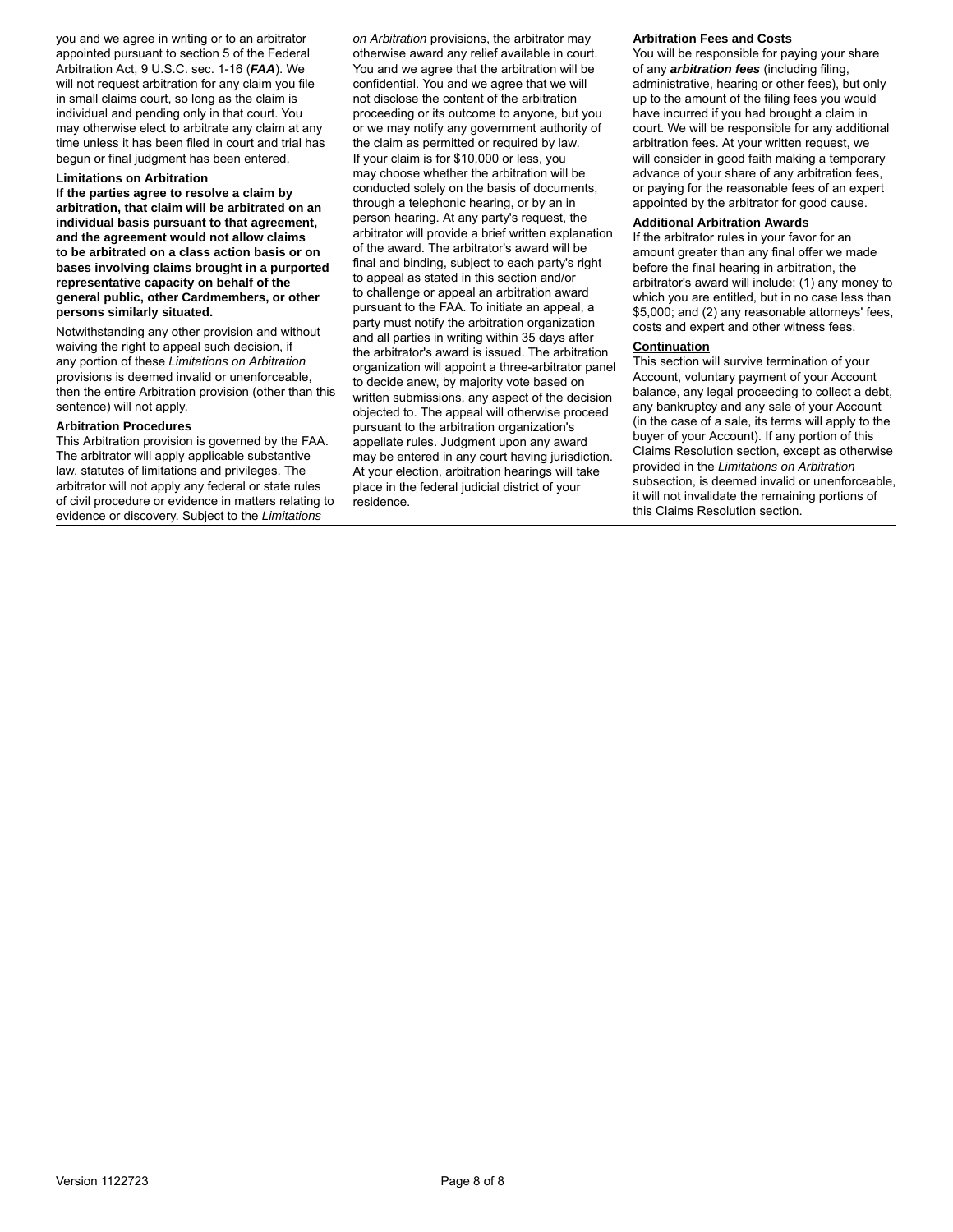you and we agree in writing or to an arbitrator appointed pursuant to section 5 of the Federal Arbitration Act, 9 U.S.C. sec. 1-16 (***FAA***). We will not request arbitration for any claim you file in small claims court, so long as the claim is individual and pending only in that court. You may otherwise elect to arbitrate any claim at any time unless it has been filed in court and trial has begun or final judgment has been entered.

**Limitations on Arbitration**

**If the parties agree to resolve a claim by arbitration, that claim will be arbitrated on an individual basis pursuant to that agreement, and the agreement would not allow claims to be arbitrated on a class action basis or on bases involving claims brought in a purported representative capacity on behalf of the general public, other Cardmembers, or other persons similarly situated.**

Notwithstanding any other provision and without waiving the right to appeal such decision, if any portion of these *Limitations on Arbitration* provisions is deemed invalid or unenforceable, then the entire Arbitration provision (other than this sentence) will not apply.

**Arbitration Procedures**

This Arbitration provision is governed by the FAA. The arbitrator will apply applicable substantive law, statutes of limitations and privileges. The arbitrator will not apply any federal or state rules of civil procedure or evidence in matters relating to evidence or discovery. Subject to the *Limitations on Arbitration* provisions, the arbitrator may otherwise award any relief available in court. You and we agree that the arbitration will be confidential. You and we agree that we will not disclose the content of the arbitration proceeding or its outcome to anyone, but you or we may notify any government authority of the claim as permitted or required by law. If your claim is for $10,000 or less, you may choose whether the arbitration will be conducted solely on the basis of documents, through a telephonic hearing, or by an in person hearing. At any party's request, the arbitrator will provide a brief written explanation of the award. The arbitrator's award will be final and binding, subject to each party's right to appeal as stated in this section and/or to challenge or appeal an arbitration award pursuant to the FAA. To initiate an appeal, a party must notify the arbitration organization and all parties in writing within 35 days after the arbitrator's award is issued. The arbitration organization will appoint a three-arbitrator panel to decide anew, by majority vote based on written submissions, any aspect of the decision objected to. The appeal will otherwise proceed pursuant to the arbitration organization's appellate rules. Judgment upon any award may be entered in any court having jurisdiction. At your election, arbitration hearings will take place in the federal judicial district of your residence.

**Arbitration Fees and Costs**

You will be responsible for paying your share of any ***arbitration fees*** (including filing, administrative, hearing or other fees), but only up to the amount of the filing fees you would have incurred if you had brought a claim in court. We will be responsible for any additional arbitration fees. At your written request, we will consider in good faith making a temporary advance of your share of any arbitration fees, or paying for the reasonable fees of an expert appointed by the arbitrator for good cause.

**Additional Arbitration Awards**

If the arbitrator rules in your favor for an amount greater than any final offer we made before the final hearing in arbitration, the arbitrator's award will include: (1) any money to which you are entitled, but in no case less than $5,000; and (2) any reasonable attorneys' fees, costs and expert and other witness fees.

**Continuation**

This section will survive termination of your Account, voluntary payment of your Account balance, any legal proceeding to collect a debt, any bankruptcy and any sale of your Account (in the case of a sale, its terms will apply to the buyer of your Account). If any portion of this Claims Resolution section, except as otherwise provided in the *Limitations on Arbitration* subsection, is deemed invalid or unenforceable, it will not invalidate the remaining portions of this Claims Resolution section.

Version 1122723